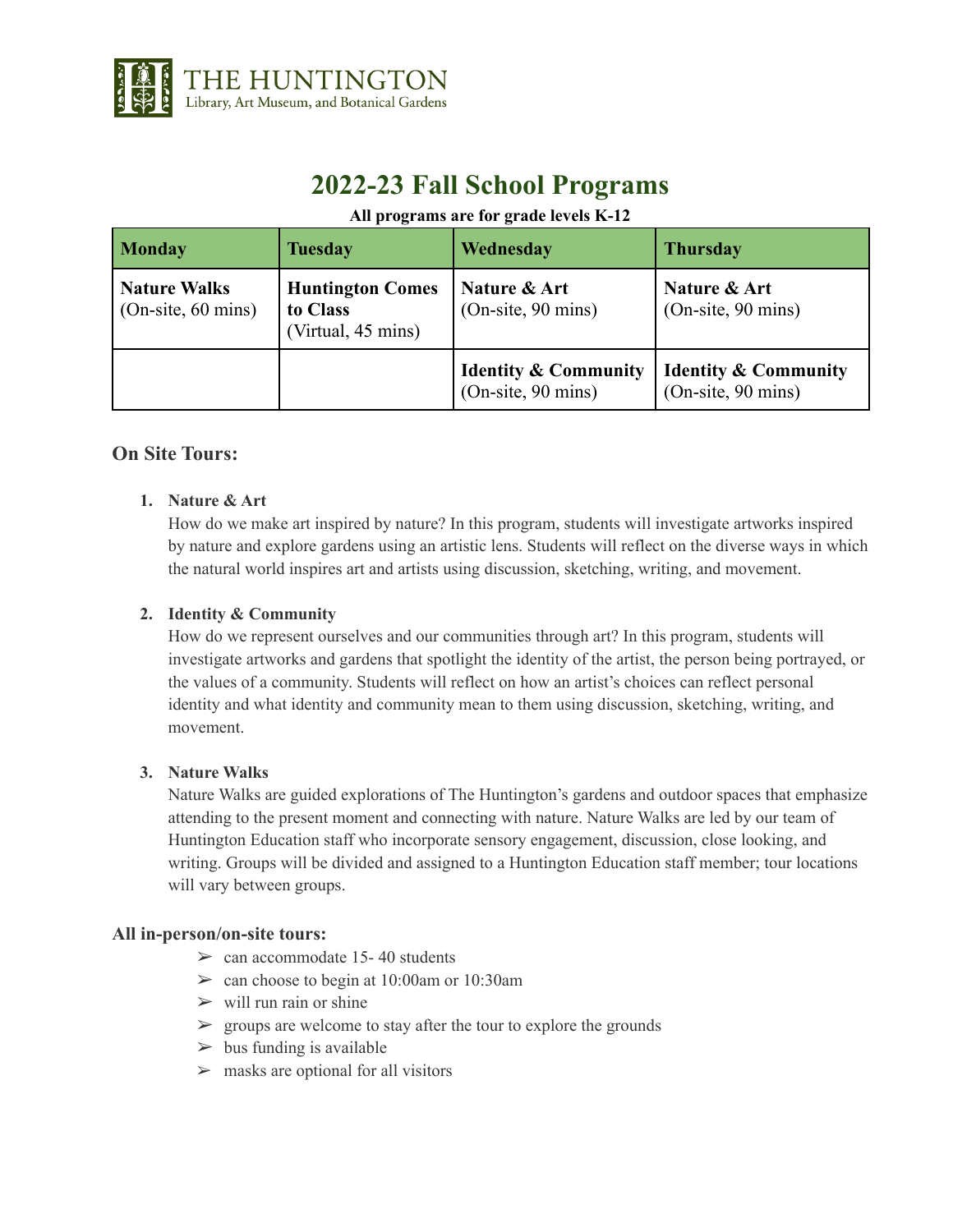THE HUNTINGTON
Library, Art Museum, and Botanical Gardens

# 2022-23 Fall School Programs

**All programs are for grade levels K-12**

| Monday | Tuesday | Wednesday | Thursday |
|---|---|---|---|
| **Nature Walks** (On-site, 60 mins) | **Huntington Comes to Class** (Virtual, 45 mins) | **Nature & Art** (On-site, 90 mins) | **Nature & Art** (On-site, 90 mins) |
| | | **Identity & Community** (On-site, 90 mins) | **Identity & Community** (On-site, 90 mins) |

## On Site Tours:

1. **Nature & Art**
   How do we make art inspired by nature? In this program, students will investigate artworks inspired by nature and explore gardens using an artistic lens. Students will reflect on the diverse ways in which the natural world inspires art and artists using discussion, sketching, writing, and movement.

2. **Identity & Community**
   How do we represent ourselves and our communities through art? In this program, students will investigate artworks and gardens that spotlight the identity of the artist, the person being portrayed, or the values of a community. Students will reflect on how an artist's choices can reflect personal identity and what identity and community mean to them using discussion, sketching, writing, and movement.

3. **Nature Walks**
   Nature Walks are guided explorations of The Huntington's gardens and outdoor spaces that emphasize attending to the present moment and connecting with nature. Nature Walks are led by our team of Huntington Education staff who incorporate sensory engagement, discussion, close looking, and writing. Groups will be divided and assigned to a Huntington Education staff member; tour locations will vary between groups.

### All in-person/on-site tours:

- can accommodate 15- 40 students
- can choose to begin at 10:00am or 10:30am
- will run rain or shine
- groups are welcome to stay after the tour to explore the grounds
- bus funding is available
- masks are optional for all visitors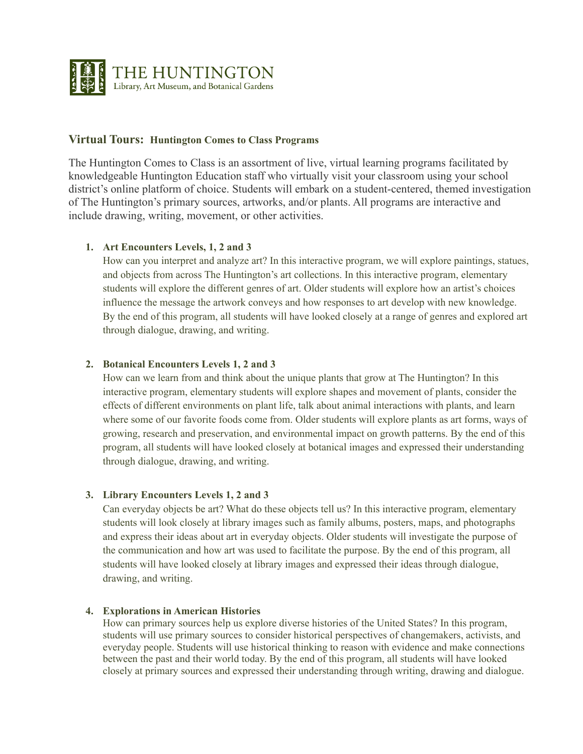# THE HUNTINGTON

Library, Art Museum, and Botanical Gardens

## Virtual Tours: Huntington Comes to Class Programs

The Huntington Comes to Class is an assortment of live, virtual learning programs facilitated by knowledgeable Huntington Education staff who virtually visit your classroom using your school district's online platform of choice. Students will embark on a student-centered, themed investigation of The Huntington's primary sources, artworks, and/or plants. All programs are interactive and include drawing, writing, movement, or other activities.

1. **Art Encounters Levels, 1, 2 and 3**
   How can you interpret and analyze art? In this interactive program, we will explore paintings, statues, and objects from across The Huntington's art collections. In this interactive program, elementary students will explore the different genres of art. Older students will explore how an artist's choices influence the message the artwork conveys and how responses to art develop with new knowledge. By the end of this program, all students will have looked closely at a range of genres and explored art through dialogue, drawing, and writing.

2. **Botanical Encounters Levels 1, 2 and 3**
   How can we learn from and think about the unique plants that grow at The Huntington? In this interactive program, elementary students will explore shapes and movement of plants, consider the effects of different environments on plant life, talk about animal interactions with plants, and learn where some of our favorite foods come from. Older students will explore plants as art forms, ways of growing, research and preservation, and environmental impact on growth patterns. By the end of this program, all students will have looked closely at botanical images and expressed their understanding through dialogue, drawing, and writing.

3. **Library Encounters Levels 1, 2 and 3**
   Can everyday objects be art? What do these objects tell us? In this interactive program, elementary students will look closely at library images such as family albums, posters, maps, and photographs and express their ideas about art in everyday objects. Older students will investigate the purpose of the communication and how art was used to facilitate the purpose. By the end of this program, all students will have looked closely at library images and expressed their ideas through dialogue, drawing, and writing.

4. **Explorations in American Histories**
   How can primary sources help us explore diverse histories of the United States? In this program, students will use primary sources to consider historical perspectives of changemakers, activists, and everyday people. Students will use historical thinking to reason with evidence and make connections between the past and their world today. By the end of this program, all students will have looked closely at primary sources and expressed their understanding through writing, drawing and dialogue.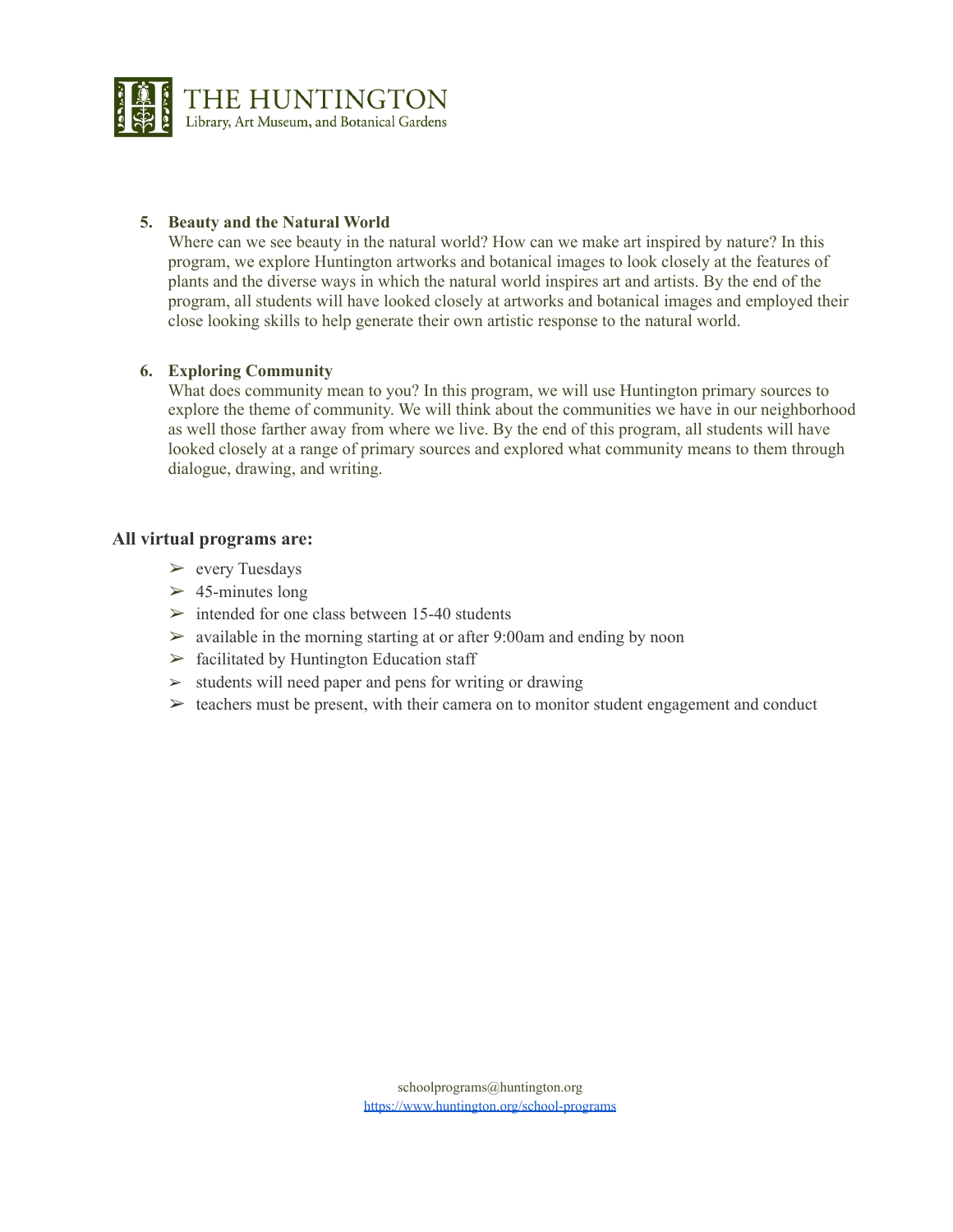5. **Beauty and the Natural World**
   Where can we see beauty in the natural world? How can we make art inspired by nature? In this program, we explore Huntington artworks and botanical images to look closely at the features of plants and the diverse ways in which the natural world inspires art and artists. By the end of the program, all students will have looked closely at artworks and botanical images and employed their close looking skills to help generate their own artistic response to the natural world.

6. **Exploring Community**
   What does community mean to you? In this program, we will use Huntington primary sources to explore the theme of community. We will think about the communities we have in our neighborhood as well those farther away from where we live. By the end of this program, all students will have looked closely at a range of primary sources and explored what community means to them through dialogue, drawing, and writing.

**All virtual programs are:**

- every Tuesdays
- 45-minutes long
- intended for one class between 15-40 students
- available in the morning starting at or after 9:00am and ending by noon
- facilitated by Huntington Education staff
- students will need paper and pens for writing or drawing
- teachers must be present, with their camera on to monitor student engagement and conduct

schoolprograms@huntington.org
https://www.huntington.org/school-programs